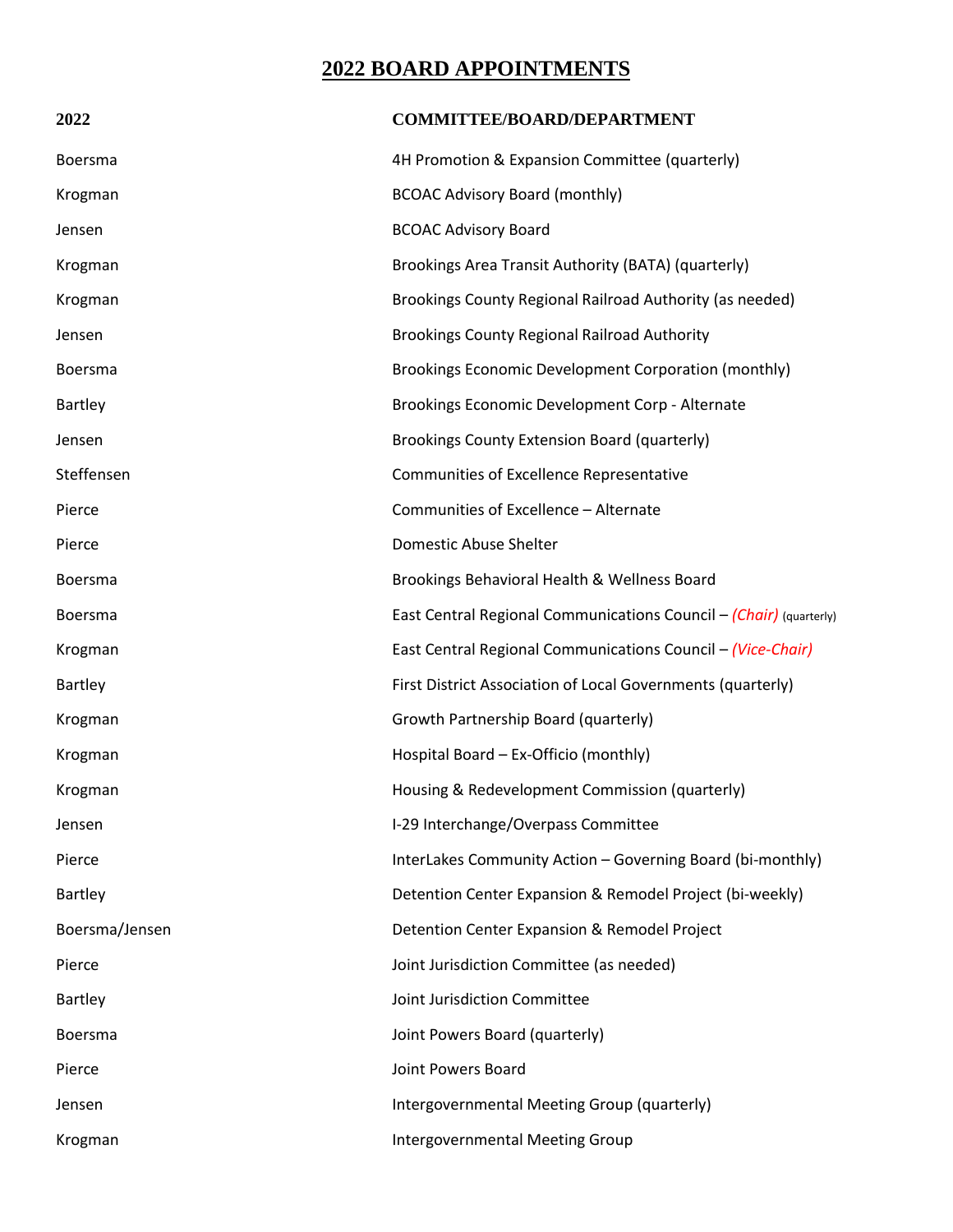# 2022 BOARD APPOINTMENTS

| 2022 | COMMITTEE/BOARD/DEPARTMENT |
|---|---|
| Boersma | 4H Promotion & Expansion Committee (quarterly) |
| Krogman | BCOAC Advisory Board (monthly) |
| Jensen | BCOAC Advisory Board |
| Krogman | Brookings Area Transit Authority (BATA) (quarterly) |
| Krogman | Brookings County Regional Railroad Authority (as needed) |
| Jensen | Brookings County Regional Railroad Authority |
| Boersma | Brookings Economic Development Corporation (monthly) |
| Bartley | Brookings Economic Development Corp - Alternate |
| Jensen | Brookings County Extension Board (quarterly) |
| Steffensen | Communities of Excellence Representative |
| Pierce | Communities of Excellence – Alternate |
| Pierce | Domestic Abuse Shelter |
| Boersma | Brookings Behavioral Health & Wellness Board |
| Boersma | East Central Regional Communications Council – *(Chair)* (quarterly) |
| Krogman | East Central Regional Communications Council – *(Vice-Chair)* |
| Bartley | First District Association of Local Governments (quarterly) |
| Krogman | Growth Partnership Board (quarterly) |
| Krogman | Hospital Board – Ex-Officio (monthly) |
| Krogman | Housing & Redevelopment Commission (quarterly) |
| Jensen | I-29 Interchange/Overpass Committee |
| Pierce | InterLakes Community Action – Governing Board (bi-monthly) |
| Bartley | Detention Center Expansion & Remodel Project (bi-weekly) |
| Boersma/Jensen | Detention Center Expansion & Remodel Project |
| Pierce | Joint Jurisdiction Committee (as needed) |
| Bartley | Joint Jurisdiction Committee |
| Boersma | Joint Powers Board (quarterly) |
| Pierce | Joint Powers Board |
| Jensen | Intergovernmental Meeting Group (quarterly) |
| Krogman | Intergovernmental Meeting Group |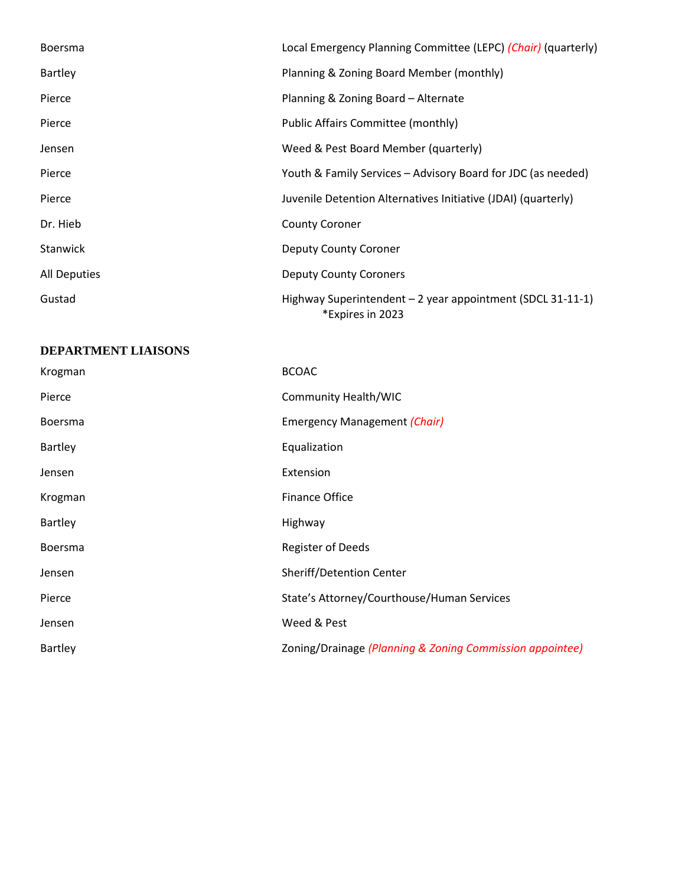| | |
|---|---|
| Boersma | Local Emergency Planning Committee (LEPC) *(Chair)* (quarterly) |
| Bartley | Planning & Zoning Board Member (monthly) |
| Pierce | Planning & Zoning Board – Alternate |
| Pierce | Public Affairs Committee (monthly) |
| Jensen | Weed & Pest Board Member (quarterly) |
| Pierce | Youth & Family Services – Advisory Board for JDC (as needed) |
| Pierce | Juvenile Detention Alternatives Initiative (JDAI) (quarterly) |
| Dr. Hieb | County Coroner |
| Stanwick | Deputy County Coroner |
| All Deputies | Deputy County Coroners |
| Gustad | Highway Superintendent – 2 year appointment (SDCL 31-11-1) *Expires in 2023 |

**DEPARTMENT LIAISONS**

| | |
|---|---|
| Krogman | BCOAC |
| Pierce | Community Health/WIC |
| Boersma | Emergency Management *(Chair)* |
| Bartley | Equalization |
| Jensen | Extension |
| Krogman | Finance Office |
| Bartley | Highway |
| Boersma | Register of Deeds |
| Jensen | Sheriff/Detention Center |
| Pierce | State's Attorney/Courthouse/Human Services |
| Jensen | Weed & Pest |
| Bartley | Zoning/Drainage *(Planning & Zoning Commission appointee)* |